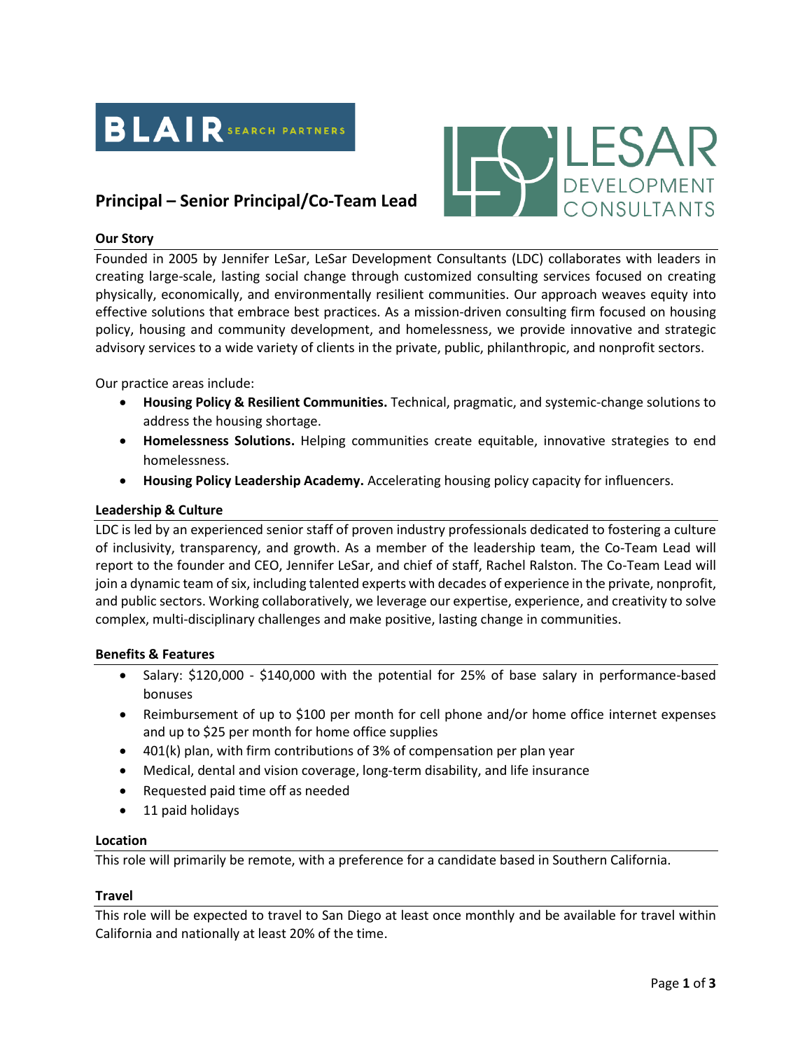# Principal – Senior Principal/Co-Team Lead

## Our Story

Founded in 2005 by Jennifer LeSar, LeSar Development Consultants (LDC) collaborates with leaders in creating large-scale, lasting social change through customized consulting services focused on creating physically, economically, and environmentally resilient communities. Our approach weaves equity into effective solutions that embrace best practices. As a mission-driven consulting firm focused on housing policy, housing and community development, and homelessness, we provide innovative and strategic advisory services to a wide variety of clients in the private, public, philanthropic, and nonprofit sectors.

Our practice areas include:

- **Housing Policy & Resilient Communities.** Technical, pragmatic, and systemic-change solutions to address the housing shortage.
- **Homelessness Solutions.** Helping communities create equitable, innovative strategies to end homelessness.
- **Housing Policy Leadership Academy.** Accelerating housing policy capacity for influencers.

## Leadership & Culture

LDC is led by an experienced senior staff of proven industry professionals dedicated to fostering a culture of inclusivity, transparency, and growth. As a member of the leadership team, the Co-Team Lead will report to the founder and CEO, Jennifer LeSar, and chief of staff, Rachel Ralston. The Co-Team Lead will join a dynamic team of six, including talented experts with decades of experience in the private, nonprofit, and public sectors. Working collaboratively, we leverage our expertise, experience, and creativity to solve complex, multi-disciplinary challenges and make positive, lasting change in communities.

## Benefits & Features

- Salary: $120,000 - $140,000 with the potential for 25% of base salary in performance-based bonuses
- Reimbursement of up to $100 per month for cell phone and/or home office internet expenses and up to $25 per month for home office supplies
- 401(k) plan, with firm contributions of 3% of compensation per plan year
- Medical, dental and vision coverage, long-term disability, and life insurance
- Requested paid time off as needed
- 11 paid holidays

## Location

This role will primarily be remote, with a preference for a candidate based in Southern California.

## Travel

This role will be expected to travel to San Diego at least once monthly and be available for travel within California and nationally at least 20% of the time.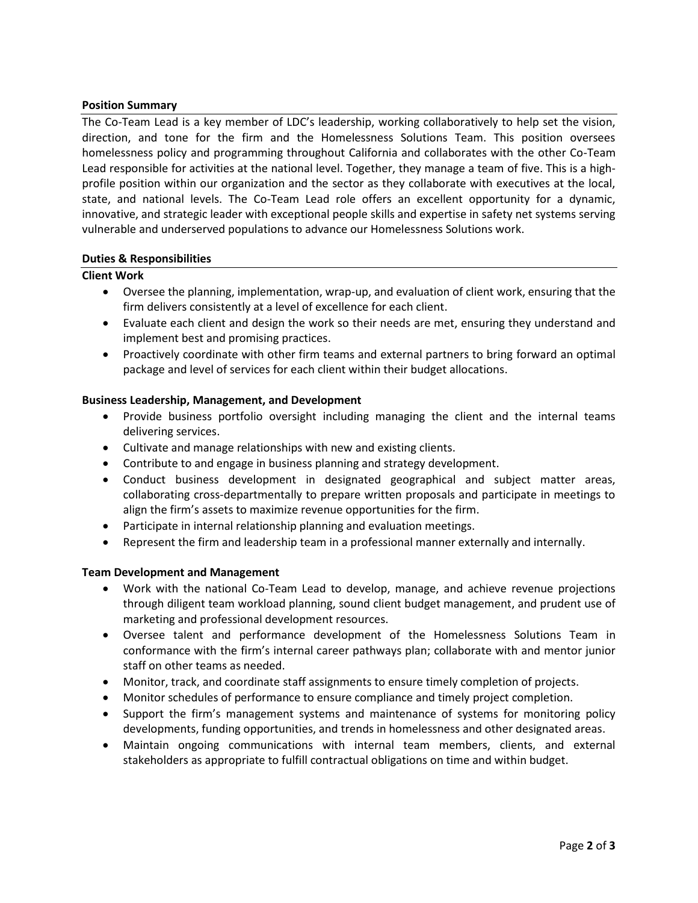## Position Summary

The Co-Team Lead is a key member of LDC's leadership, working collaboratively to help set the vision, direction, and tone for the firm and the Homelessness Solutions Team. This position oversees homelessness policy and programming throughout California and collaborates with the other Co-Team Lead responsible for activities at the national level. Together, they manage a team of five. This is a high-profile position within our organization and the sector as they collaborate with executives at the local, state, and national levels. The Co-Team Lead role offers an excellent opportunity for a dynamic, innovative, and strategic leader with exceptional people skills and expertise in safety net systems serving vulnerable and underserved populations to advance our Homelessness Solutions work.

## Duties & Responsibilities

### Client Work

- Oversee the planning, implementation, wrap-up, and evaluation of client work, ensuring that the firm delivers consistently at a level of excellence for each client.
- Evaluate each client and design the work so their needs are met, ensuring they understand and implement best and promising practices.
- Proactively coordinate with other firm teams and external partners to bring forward an optimal package and level of services for each client within their budget allocations.

### Business Leadership, Management, and Development

- Provide business portfolio oversight including managing the client and the internal teams delivering services.
- Cultivate and manage relationships with new and existing clients.
- Contribute to and engage in business planning and strategy development.
- Conduct business development in designated geographical and subject matter areas, collaborating cross-departmentally to prepare written proposals and participate in meetings to align the firm's assets to maximize revenue opportunities for the firm.
- Participate in internal relationship planning and evaluation meetings.
- Represent the firm and leadership team in a professional manner externally and internally.

### Team Development and Management

- Work with the national Co-Team Lead to develop, manage, and achieve revenue projections through diligent team workload planning, sound client budget management, and prudent use of marketing and professional development resources.
- Oversee talent and performance development of the Homelessness Solutions Team in conformance with the firm's internal career pathways plan; collaborate with and mentor junior staff on other teams as needed.
- Monitor, track, and coordinate staff assignments to ensure timely completion of projects.
- Monitor schedules of performance to ensure compliance and timely project completion.
- Support the firm's management systems and maintenance of systems for monitoring policy developments, funding opportunities, and trends in homelessness and other designated areas.
- Maintain ongoing communications with internal team members, clients, and external stakeholders as appropriate to fulfill contractual obligations on time and within budget.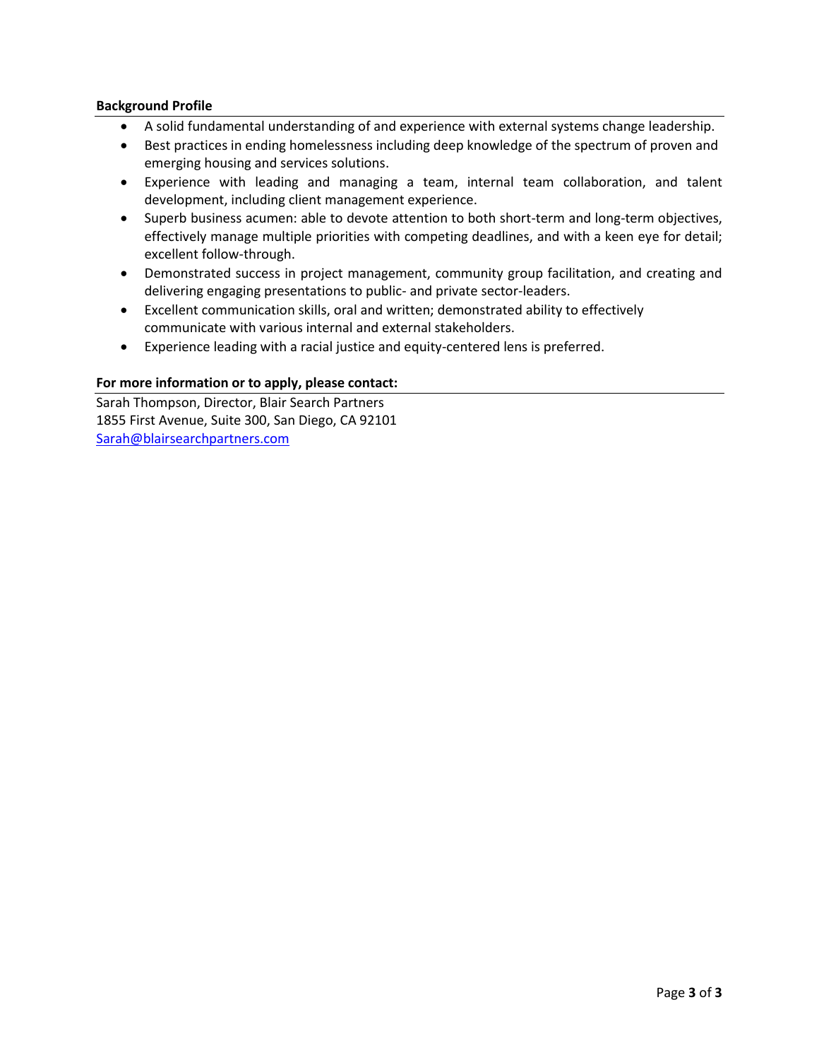**Background Profile**

- A solid fundamental understanding of and experience with external systems change leadership.
- Best practices in ending homelessness including deep knowledge of the spectrum of proven and emerging housing and services solutions.
- Experience with leading and managing a team, internal team collaboration, and talent development, including client management experience.
- Superb business acumen: able to devote attention to both short-term and long-term objectives, effectively manage multiple priorities with competing deadlines, and with a keen eye for detail; excellent follow-through.
- Demonstrated success in project management, community group facilitation, and creating and delivering engaging presentations to public- and private sector-leaders.
- Excellent communication skills, oral and written; demonstrated ability to effectively communicate with various internal and external stakeholders.
- Experience leading with a racial justice and equity-centered lens is preferred.

**For more information or to apply, please contact:**

Sarah Thompson, Director, Blair Search Partners
1855 First Avenue, Suite 300, San Diego, CA 92101
[Sarah@blairsearchpartners.com](mailto:Sarah@blairsearchpartners.com)